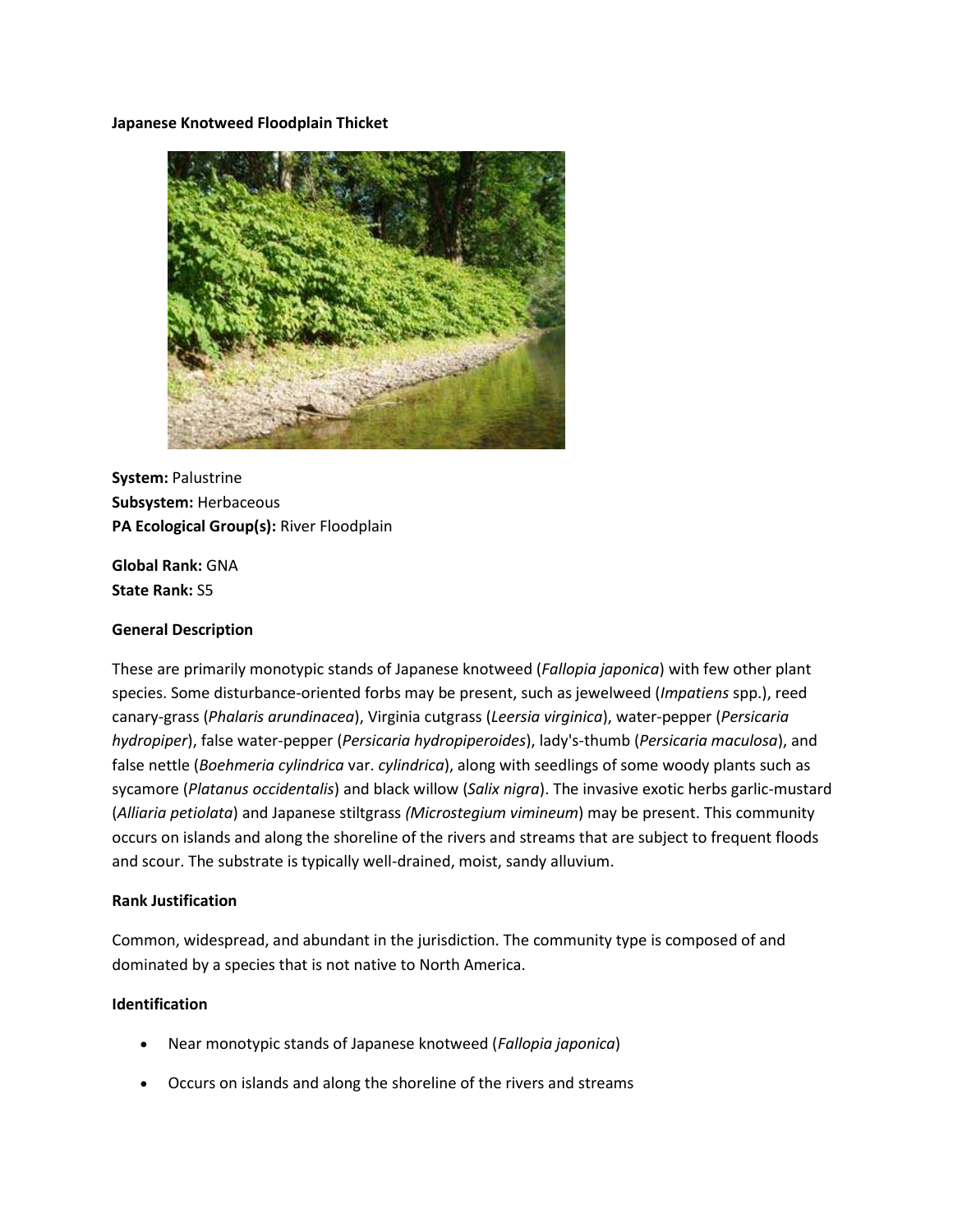**Japanese Knotweed Floodplain Thicket**

**System:** Palustrine
**Subsystem:** Herbaceous
**PA Ecological Group(s):** River Floodplain

**Global Rank:** GNA
**State Rank:** S5

**General Description**

These are primarily monotypic stands of Japanese knotweed (*Fallopia japonica*) with few other plant species. Some disturbance-oriented forbs may be present, such as jewelweed (*Impatiens* spp.), reed canary-grass (*Phalaris arundinacea*), Virginia cutgrass (*Leersia virginica*), water-pepper (*Persicaria hydropiper*), false water-pepper (*Persicaria hydropiperoides*), lady's-thumb (*Persicaria maculosa*), and false nettle (*Boehmeria cylindrica* var. *cylindrica*), along with seedlings of some woody plants such as sycamore (*Platanus occidentalis*) and black willow (*Salix nigra*). The invasive exotic herbs garlic-mustard (*Alliaria petiolata*) and Japanese stiltgrass *(Microstegium vimineum*) may be present. This community occurs on islands and along the shoreline of the rivers and streams that are subject to frequent floods and scour. The substrate is typically well-drained, moist, sandy alluvium.

**Rank Justification**

Common, widespread, and abundant in the jurisdiction. The community type is composed of and dominated by a species that is not native to North America.

**Identification**

- Near monotypic stands of Japanese knotweed (*Fallopia japonica*)
- Occurs on islands and along the shoreline of the rivers and streams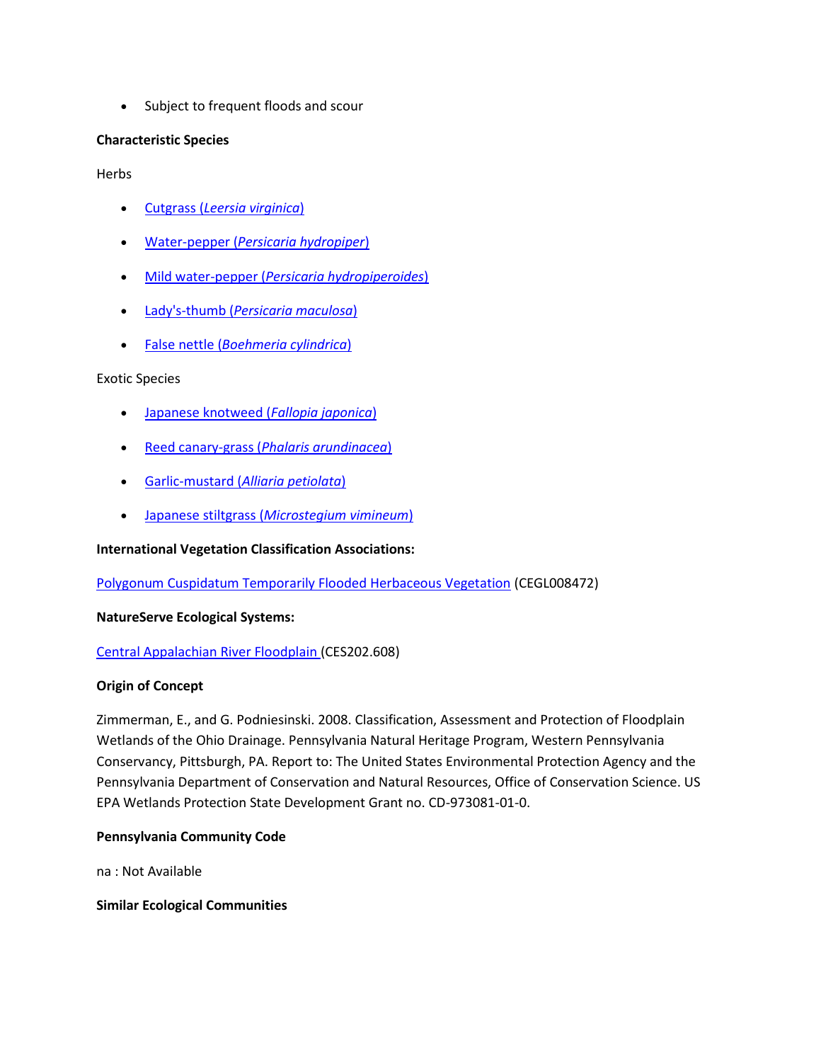- Subject to frequent floods and scour

**Characteristic Species**

Herbs

- Cutgrass (*Leersia virginica*)
- Water-pepper (*Persicaria hydropiper*)
- Mild water-pepper (*Persicaria hydropiperoides*)
- Lady's-thumb (*Persicaria maculosa*)
- False nettle (*Boehmeria cylindrica*)

Exotic Species

- Japanese knotweed (*Fallopia japonica*)
- Reed canary-grass (*Phalaris arundinacea*)
- Garlic-mustard (*Alliaria petiolata*)
- Japanese stiltgrass (*Microstegium vimineum*)

**International Vegetation Classification Associations:**

Polygonum Cuspidatum Temporarily Flooded Herbaceous Vegetation (CEGL008472)

**NatureServe Ecological Systems:**

Central Appalachian River Floodplain (CES202.608)

**Origin of Concept**

Zimmerman, E., and G. Podniesinski. 2008. Classification, Assessment and Protection of Floodplain Wetlands of the Ohio Drainage. Pennsylvania Natural Heritage Program, Western Pennsylvania Conservancy, Pittsburgh, PA. Report to: The United States Environmental Protection Agency and the Pennsylvania Department of Conservation and Natural Resources, Office of Conservation Science. US EPA Wetlands Protection State Development Grant no. CD-973081-01-0.

**Pennsylvania Community Code**

na : Not Available

**Similar Ecological Communities**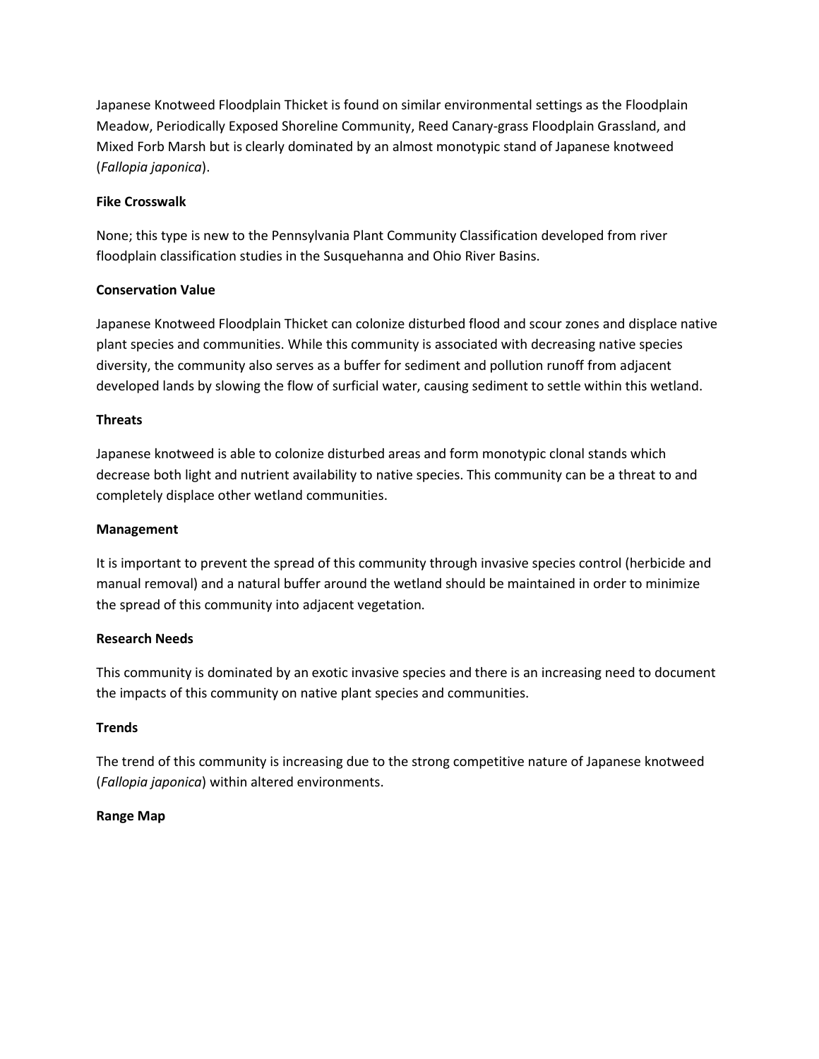Japanese Knotweed Floodplain Thicket is found on similar environmental settings as the Floodplain Meadow, Periodically Exposed Shoreline Community, Reed Canary-grass Floodplain Grassland, and Mixed Forb Marsh but is clearly dominated by an almost monotypic stand of Japanese knotweed (*Fallopia japonica*).

**Fike Crosswalk**

None; this type is new to the Pennsylvania Plant Community Classification developed from river floodplain classification studies in the Susquehanna and Ohio River Basins.

**Conservation Value**

Japanese Knotweed Floodplain Thicket can colonize disturbed flood and scour zones and displace native plant species and communities. While this community is associated with decreasing native species diversity, the community also serves as a buffer for sediment and pollution runoff from adjacent developed lands by slowing the flow of surficial water, causing sediment to settle within this wetland.

**Threats**

Japanese knotweed is able to colonize disturbed areas and form monotypic clonal stands which decrease both light and nutrient availability to native species. This community can be a threat to and completely displace other wetland communities.

**Management**

It is important to prevent the spread of this community through invasive species control (herbicide and manual removal) and a natural buffer around the wetland should be maintained in order to minimize the spread of this community into adjacent vegetation.

**Research Needs**

This community is dominated by an exotic invasive species and there is an increasing need to document the impacts of this community on native plant species and communities.

**Trends**

The trend of this community is increasing due to the strong competitive nature of Japanese knotweed (*Fallopia japonica*) within altered environments.

**Range Map**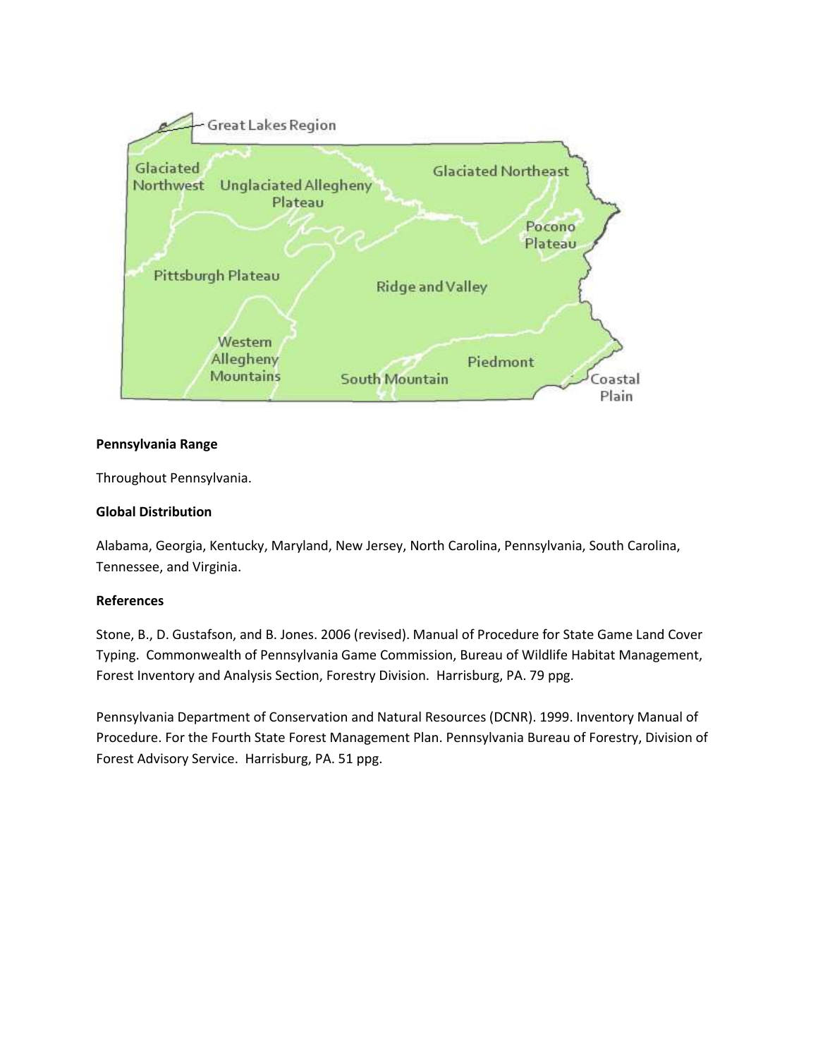Great Lakes Region
Glaciated Northwest
Unglaciated Allegheny Plateau
Glaciated Northeast
Pocono Plateau
Pittsburgh Plateau
Ridge and Valley
Western Allegheny Mountains
South Mountain
Piedmont
Coastal Plain

**Pennsylvania Range**

Throughout Pennsylvania.

**Global Distribution**

Alabama, Georgia, Kentucky, Maryland, New Jersey, North Carolina, Pennsylvania, South Carolina, Tennessee, and Virginia.

**References**

Stone, B., D. Gustafson, and B. Jones. 2006 (revised). Manual of Procedure for State Game Land Cover Typing. Commonwealth of Pennsylvania Game Commission, Bureau of Wildlife Habitat Management, Forest Inventory and Analysis Section, Forestry Division. Harrisburg, PA. 79 ppg.

Pennsylvania Department of Conservation and Natural Resources (DCNR). 1999. Inventory Manual of Procedure. For the Fourth State Forest Management Plan. Pennsylvania Bureau of Forestry, Division of Forest Advisory Service. Harrisburg, PA. 51 ppg.